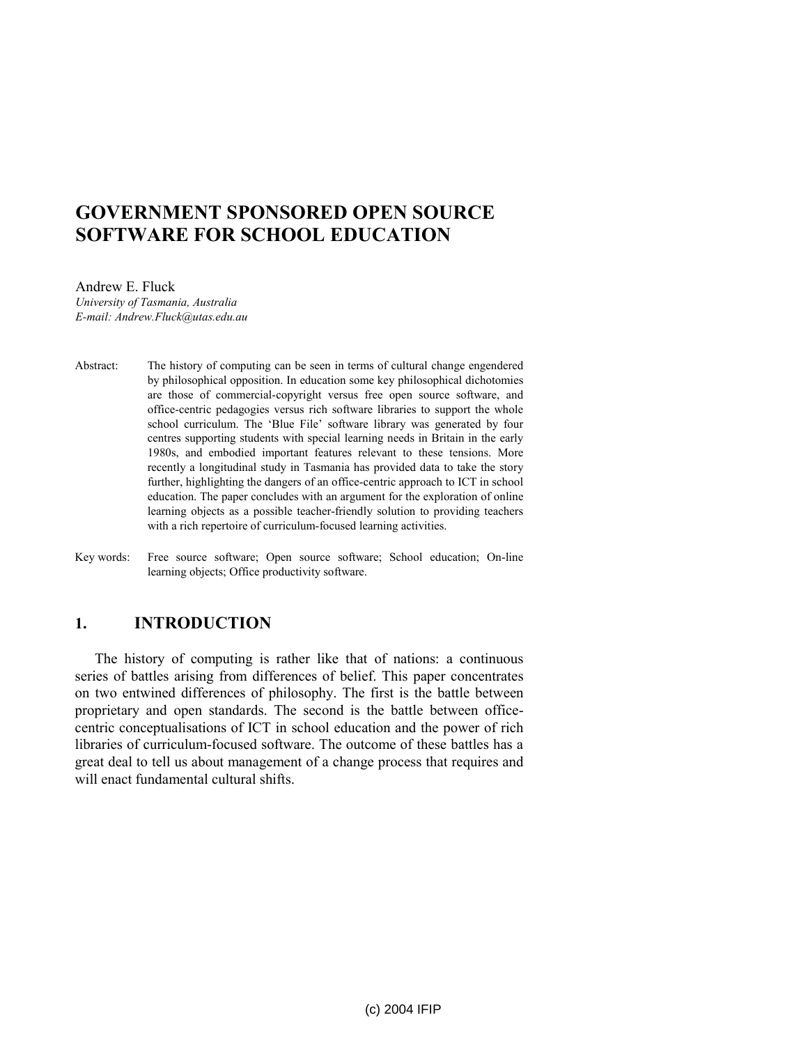# GOVERNMENT SPONSORED OPEN SOURCE SOFTWARE FOR SCHOOL EDUCATION

Andrew E. Fluck
*University of Tasmania, Australia*
*E-mail: Andrew.Fluck@utas.edu.au*

Abstract: The history of computing can be seen in terms of cultural change engendered by philosophical opposition. In education some key philosophical dichotomies are those of commercial-copyright versus free open source software, and office-centric pedagogies versus rich software libraries to support the whole school curriculum. The 'Blue File' software library was generated by four centres supporting students with special learning needs in Britain in the early 1980s, and embodied important features relevant to these tensions. More recently a longitudinal study in Tasmania has provided data to take the story further, highlighting the dangers of an office-centric approach to ICT in school education. The paper concludes with an argument for the exploration of online learning objects as a possible teacher-friendly solution to providing teachers with a rich repertoire of curriculum-focused learning activities.

Key words: Free source software; Open source software; School education; On-line learning objects; Office productivity software.

## 1. INTRODUCTION

The history of computing is rather like that of nations: a continuous series of battles arising from differences of belief. This paper concentrates on two entwined differences of philosophy. The first is the battle between proprietary and open standards. The second is the battle between office-centric conceptualisations of ICT in school education and the power of rich libraries of curriculum-focused software. The outcome of these battles has a great deal to tell us about management of a change process that requires and will enact fundamental cultural shifts.

(c) 2004 IFIP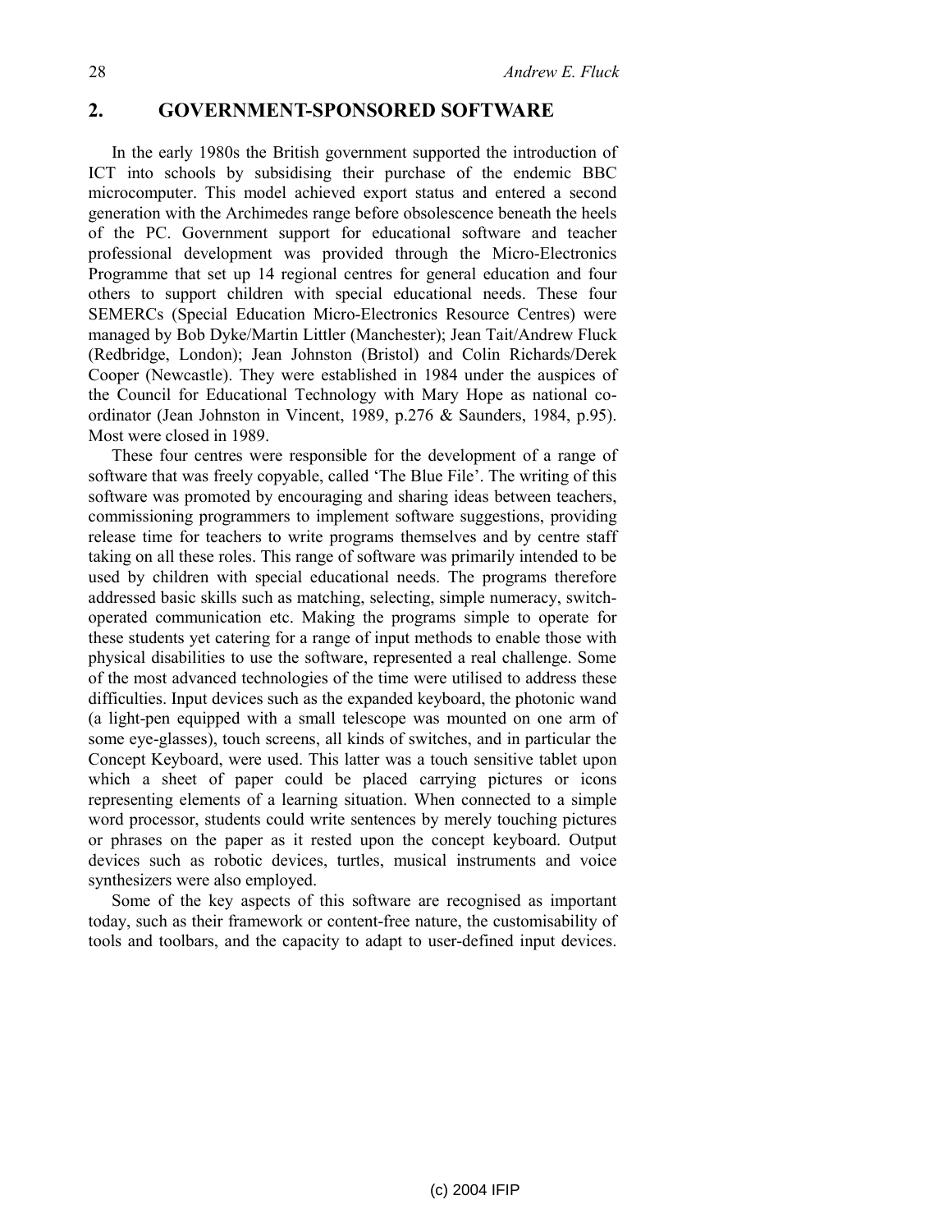## 2. GOVERNMENT-SPONSORED SOFTWARE

In the early 1980s the British government supported the introduction of ICT into schools by subsidising their purchase of the endemic BBC microcomputer. This model achieved export status and entered a second generation with the Archimedes range before obsolescence beneath the heels of the PC. Government support for educational software and teacher professional development was provided through the Micro-Electronics Programme that set up 14 regional centres for general education and four others to support children with special educational needs. These four SEMERCs (Special Education Micro-Electronics Resource Centres) were managed by Bob Dyke/Martin Littler (Manchester); Jean Tait/Andrew Fluck (Redbridge, London); Jean Johnston (Bristol) and Colin Richards/Derek Cooper (Newcastle). They were established in 1984 under the auspices of the Council for Educational Technology with Mary Hope as national co-ordinator (Jean Johnston in Vincent, 1989, p.276 & Saunders, 1984, p.95). Most were closed in 1989.

These four centres were responsible for the development of a range of software that was freely copyable, called 'The Blue File'. The writing of this software was promoted by encouraging and sharing ideas between teachers, commissioning programmers to implement software suggestions, providing release time for teachers to write programs themselves and by centre staff taking on all these roles. This range of software was primarily intended to be used by children with special educational needs. The programs therefore addressed basic skills such as matching, selecting, simple numeracy, switch-operated communication etc. Making the programs simple to operate for these students yet catering for a range of input methods to enable those with physical disabilities to use the software, represented a real challenge. Some of the most advanced technologies of the time were utilised to address these difficulties. Input devices such as the expanded keyboard, the photonic wand (a light-pen equipped with a small telescope was mounted on one arm of some eye-glasses), touch screens, all kinds of switches, and in particular the Concept Keyboard, were used. This latter was a touch sensitive tablet upon which a sheet of paper could be placed carrying pictures or icons representing elements of a learning situation. When connected to a simple word processor, students could write sentences by merely touching pictures or phrases on the paper as it rested upon the concept keyboard. Output devices such as robotic devices, turtles, musical instruments and voice synthesizers were also employed.

Some of the key aspects of this software are recognised as important today, such as their framework or content-free nature, the customisability of tools and toolbars, and the capacity to adapt to user-defined input devices.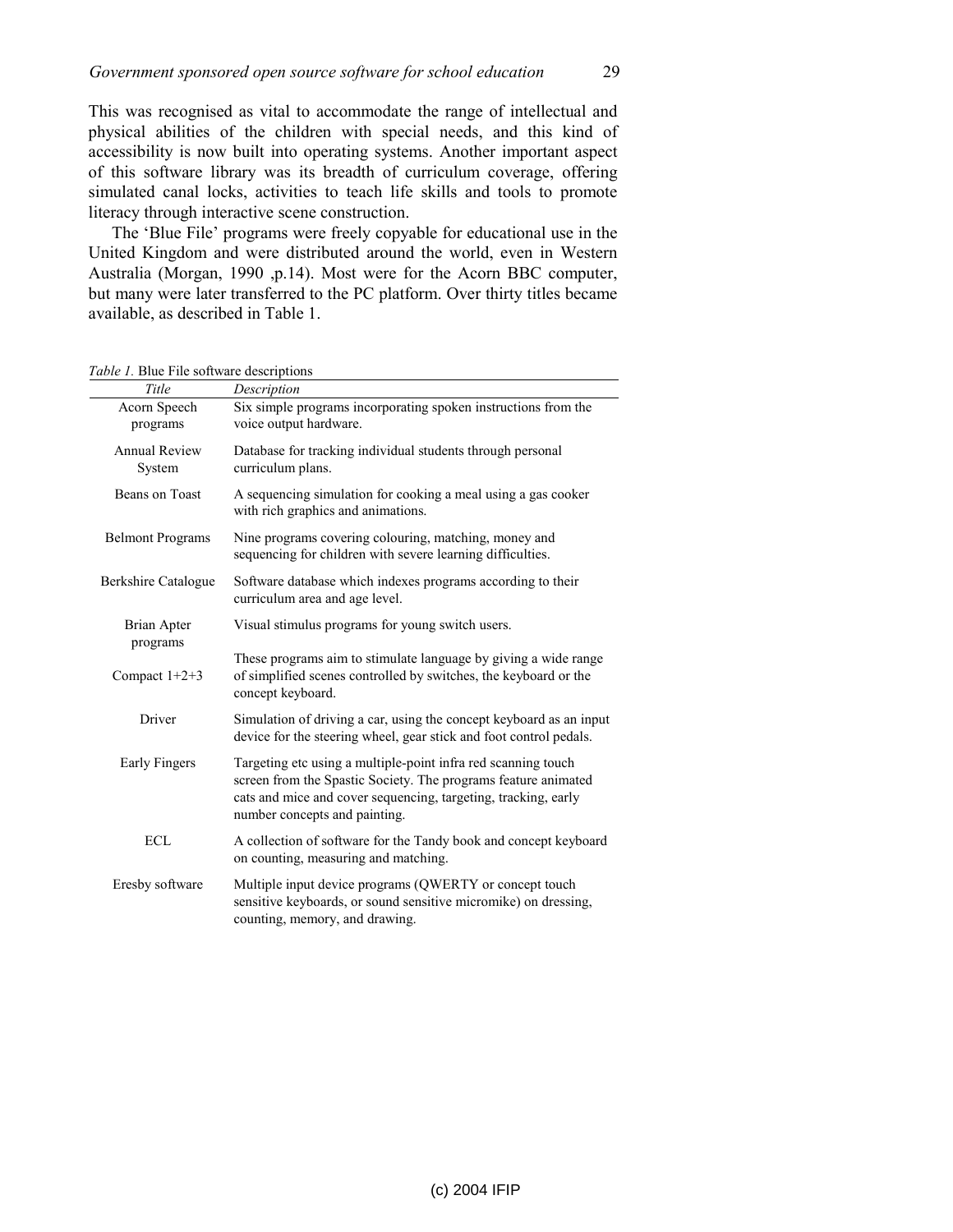This was recognised as vital to accommodate the range of intellectual and physical abilities of the children with special needs, and this kind of accessibility is now built into operating systems. Another important aspect of this software library was its breadth of curriculum coverage, offering simulated canal locks, activities to teach life skills and tools to promote literacy through interactive scene construction.

The 'Blue File' programs were freely copyable for educational use in the United Kingdom and were distributed around the world, even in Western Australia (Morgan, 1990 ,p.14). Most were for the Acorn BBC computer, but many were later transferred to the PC platform. Over thirty titles became available, as described in Table 1.

*Table 1.* Blue File software descriptions

| *Title* | *Description* |
|---|---|
| Acorn Speech programs | Six simple programs incorporating spoken instructions from the voice output hardware. |
| Annual Review System | Database for tracking individual students through personal curriculum plans. |
| Beans on Toast | A sequencing simulation for cooking a meal using a gas cooker with rich graphics and animations. |
| Belmont Programs | Nine programs covering colouring, matching, money and sequencing for children with severe learning difficulties. |
| Berkshire Catalogue | Software database which indexes programs according to their curriculum area and age level. |
| Brian Apter programs | Visual stimulus programs for young switch users. |
| Compact 1+2+3 | These programs aim to stimulate language by giving a wide range of simplified scenes controlled by switches, the keyboard or the concept keyboard. |
| Driver | Simulation of driving a car, using the concept keyboard as an input device for the steering wheel, gear stick and foot control pedals. |
| Early Fingers | Targeting etc using a multiple-point infra red scanning touch screen from the Spastic Society. The programs feature animated cats and mice and cover sequencing, targeting, tracking, early number concepts and painting. |
| ECL | A collection of software for the Tandy book and concept keyboard on counting, measuring and matching. |
| Eresby software | Multiple input device programs (QWERTY or concept touch sensitive keyboards, or sound sensitive micromike) on dressing, counting, memory, and drawing. |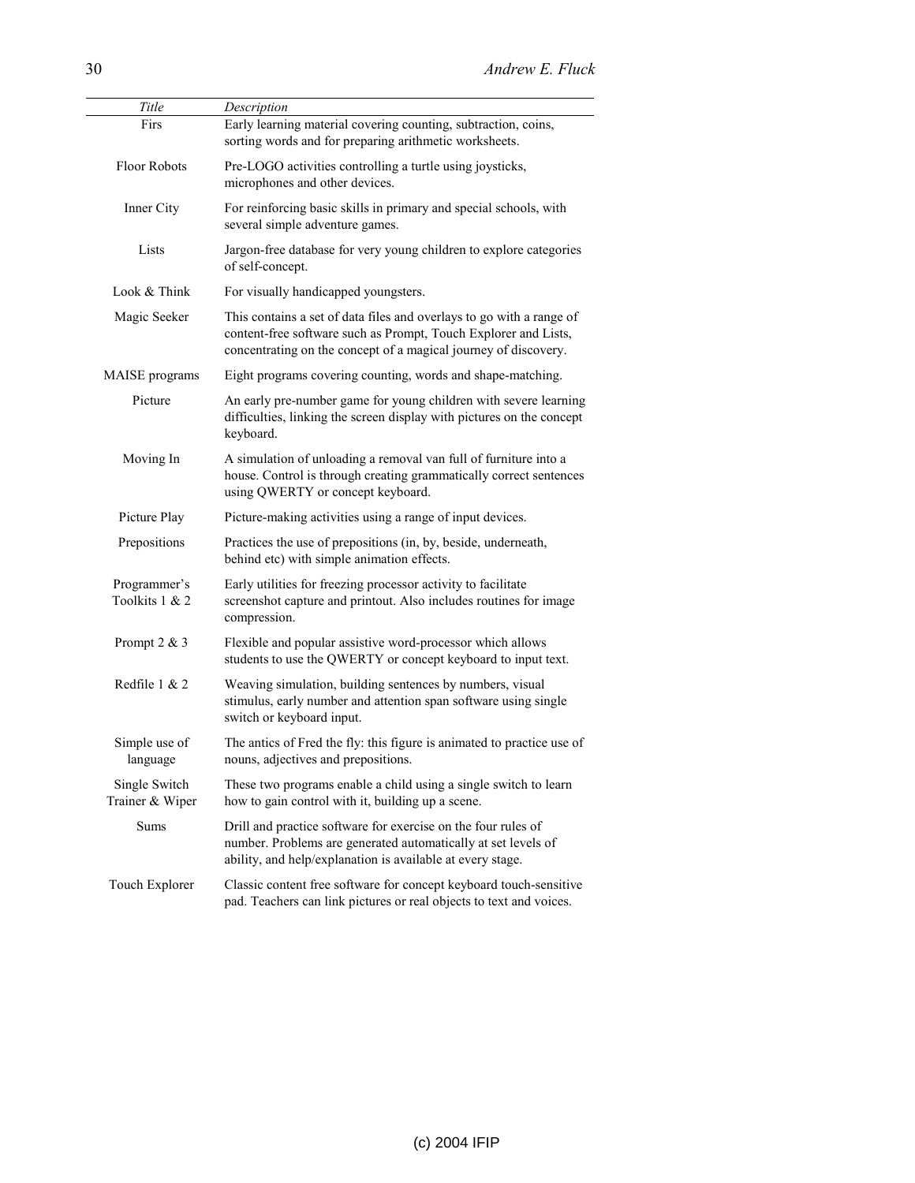| *Title* | *Description* |
|---|---|
| Firs | Early learning material covering counting, subtraction, coins, sorting words and for preparing arithmetic worksheets. |
| Floor Robots | Pre-LOGO activities controlling a turtle using joysticks, microphones and other devices. |
| Inner City | For reinforcing basic skills in primary and special schools, with several simple adventure games. |
| Lists | Jargon-free database for very young children to explore categories of self-concept. |
| Look & Think | For visually handicapped youngsters. |
| Magic Seeker | This contains a set of data files and overlays to go with a range of content-free software such as Prompt, Touch Explorer and Lists, concentrating on the concept of a magical journey of discovery. |
| MAISE programs | Eight programs covering counting, words and shape-matching. |
| Picture | An early pre-number game for young children with severe learning difficulties, linking the screen display with pictures on the concept keyboard. |
| Moving In | A simulation of unloading a removal van full of furniture into a house. Control is through creating grammatically correct sentences using QWERTY or concept keyboard. |
| Picture Play | Picture-making activities using a range of input devices. |
| Prepositions | Practices the use of prepositions (in, by, beside, underneath, behind etc) with simple animation effects. |
| Programmer's Toolkits 1 & 2 | Early utilities for freezing processor activity to facilitate screenshot capture and printout. Also includes routines for image compression. |
| Prompt 2 & 3 | Flexible and popular assistive word-processor which allows students to use the QWERTY or concept keyboard to input text. |
| Redfile 1 & 2 | Weaving simulation, building sentences by numbers, visual stimulus, early number and attention span software using single switch or keyboard input. |
| Simple use of language | The antics of Fred the fly: this figure is animated to practice use of nouns, adjectives and prepositions. |
| Single Switch Trainer & Wiper | These two programs enable a child using a single switch to learn how to gain control with it, building up a scene. |
| Sums | Drill and practice software for exercise on the four rules of number. Problems are generated automatically at set levels of ability, and help/explanation is available at every stage. |
| Touch Explorer | Classic content free software for concept keyboard touch-sensitive pad. Teachers can link pictures or real objects to text and voices. |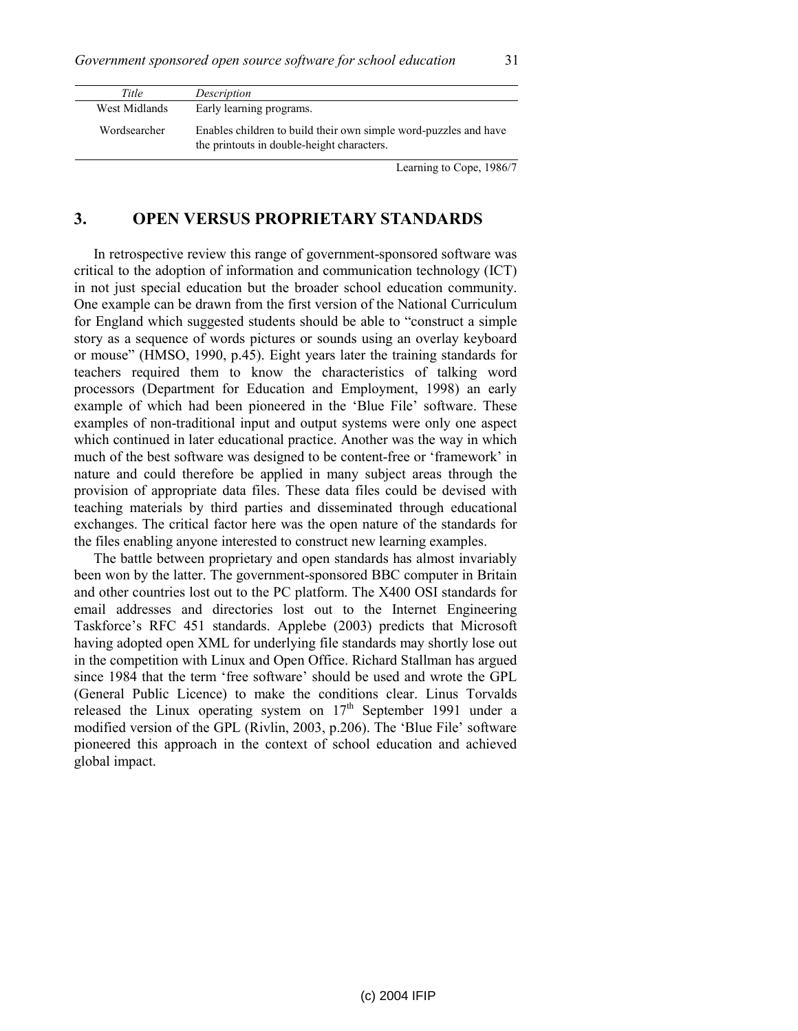| *Title* | *Description* |
| --- | --- |
| West Midlands | Early learning programs. |
| Wordsearcher | Enables children to build their own simple word-puzzles and have the printouts in double-height characters. |

Learning to Cope, 1986/7

## 3. OPEN VERSUS PROPRIETARY STANDARDS

In retrospective review this range of government-sponsored software was critical to the adoption of information and communication technology (ICT) in not just special education but the broader school education community. One example can be drawn from the first version of the National Curriculum for England which suggested students should be able to "construct a simple story as a sequence of words pictures or sounds using an overlay keyboard or mouse" (HMSO, 1990, p.45). Eight years later the training standards for teachers required them to know the characteristics of talking word processors (Department for Education and Employment, 1998) an early example of which had been pioneered in the 'Blue File' software. These examples of non-traditional input and output systems were only one aspect which continued in later educational practice. Another was the way in which much of the best software was designed to be content-free or 'framework' in nature and could therefore be applied in many subject areas through the provision of appropriate data files. These data files could be devised with teaching materials by third parties and disseminated through educational exchanges. The critical factor here was the open nature of the standards for the files enabling anyone interested to construct new learning examples.

The battle between proprietary and open standards has almost invariably been won by the latter. The government-sponsored BBC computer in Britain and other countries lost out to the PC platform. The X400 OSI standards for email addresses and directories lost out to the Internet Engineering Taskforce's RFC 451 standards. Applebe (2003) predicts that Microsoft having adopted open XML for underlying file standards may shortly lose out in the competition with Linux and Open Office. Richard Stallman has argued since 1984 that the term 'free software' should be used and wrote the GPL (General Public Licence) to make the conditions clear. Linus Torvalds released the Linux operating system on 17th September 1991 under a modified version of the GPL (Rivlin, 2003, p.206). The 'Blue File' software pioneered this approach in the context of school education and achieved global impact.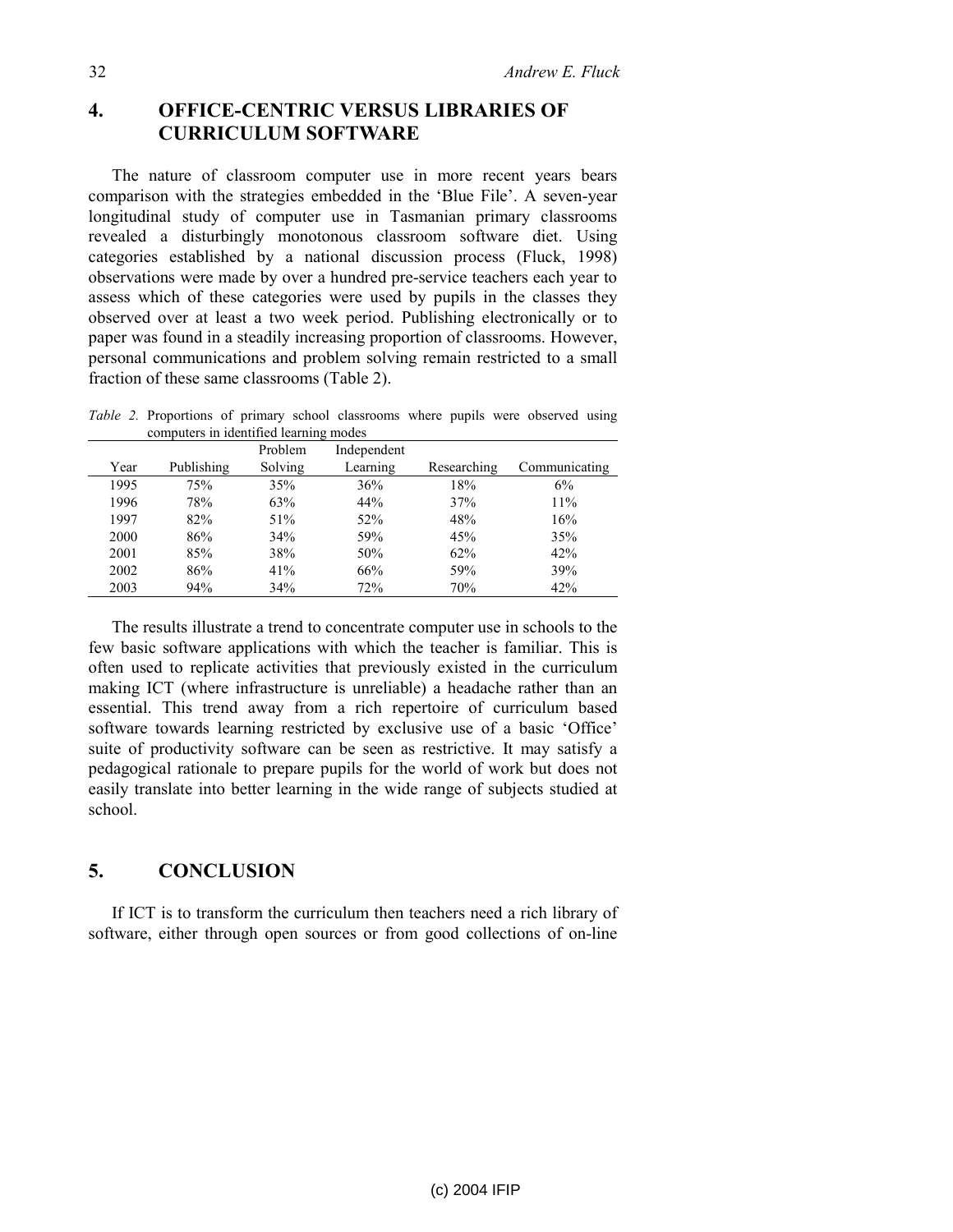## 4. OFFICE-CENTRIC VERSUS LIBRARIES OF CURRICULUM SOFTWARE

The nature of classroom computer use in more recent years bears comparison with the strategies embedded in the 'Blue File'. A seven-year longitudinal study of computer use in Tasmanian primary classrooms revealed a disturbingly monotonous classroom software diet. Using categories established by a national discussion process (Fluck, 1998) observations were made by over a hundred pre-service teachers each year to assess which of these categories were used by pupils in the classes they observed over at least a two week period. Publishing electronically or to paper was found in a steadily increasing proportion of classrooms. However, personal communications and problem solving remain restricted to a small fraction of these same classrooms (Table 2).

*Table 2.* Proportions of primary school classrooms where pupils were observed using computers in identified learning modes

| Year | Publishing | Problem Solving | Independent Learning | Researching | Communicating |
|---|---|---|---|---|---|
| 1995 | 75% | 35% | 36% | 18% | 6% |
| 1996 | 78% | 63% | 44% | 37% | 11% |
| 1997 | 82% | 51% | 52% | 48% | 16% |
| 2000 | 86% | 34% | 59% | 45% | 35% |
| 2001 | 85% | 38% | 50% | 62% | 42% |
| 2002 | 86% | 41% | 66% | 59% | 39% |
| 2003 | 94% | 34% | 72% | 70% | 42% |

The results illustrate a trend to concentrate computer use in schools to the few basic software applications with which the teacher is familiar. This is often used to replicate activities that previously existed in the curriculum making ICT (where infrastructure is unreliable) a headache rather than an essential. This trend away from a rich repertoire of curriculum based software towards learning restricted by exclusive use of a basic 'Office' suite of productivity software can be seen as restrictive. It may satisfy a pedagogical rationale to prepare pupils for the world of work but does not easily translate into better learning in the wide range of subjects studied at school.

## 5. CONCLUSION

If ICT is to transform the curriculum then teachers need a rich library of software, either through open sources or from good collections of on-line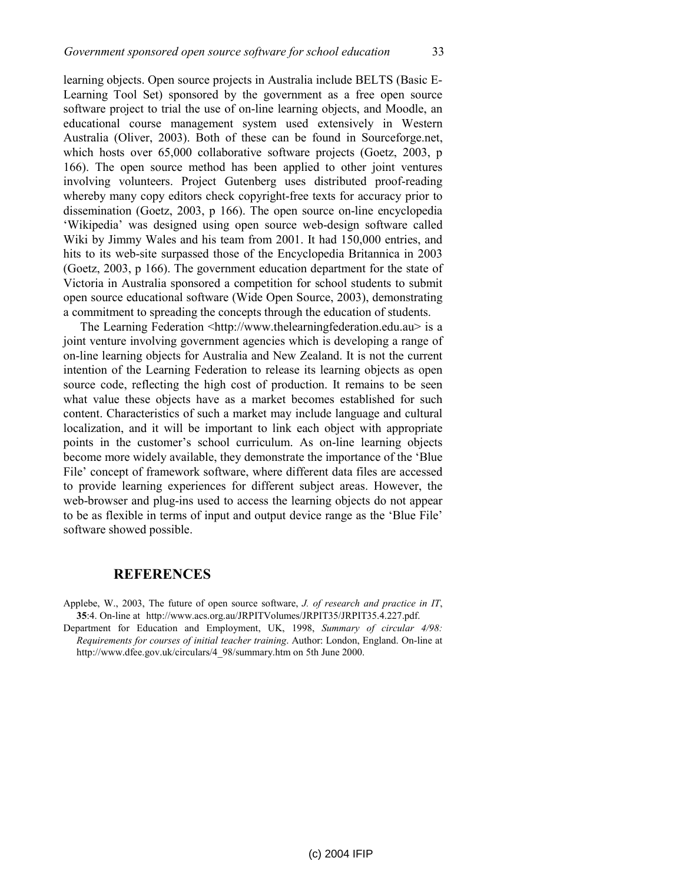learning objects. Open source projects in Australia include BELTS (Basic E-Learning Tool Set) sponsored by the government as a free open source software project to trial the use of on-line learning objects, and Moodle, an educational course management system used extensively in Western Australia (Oliver, 2003). Both of these can be found in Sourceforge.net, which hosts over 65,000 collaborative software projects (Goetz, 2003, p 166). The open source method has been applied to other joint ventures involving volunteers. Project Gutenberg uses distributed proof-reading whereby many copy editors check copyright-free texts for accuracy prior to dissemination (Goetz, 2003, p 166). The open source on-line encyclopedia 'Wikipedia' was designed using open source web-design software called Wiki by Jimmy Wales and his team from 2001. It had 150,000 entries, and hits to its web-site surpassed those of the Encyclopedia Britannica in 2003 (Goetz, 2003, p 166). The government education department for the state of Victoria in Australia sponsored a competition for school students to submit open source educational software (Wide Open Source, 2003), demonstrating a commitment to spreading the concepts through the education of students.

The Learning Federation <http://www.thelearningfederation.edu.au> is a joint venture involving government agencies which is developing a range of on-line learning objects for Australia and New Zealand. It is not the current intention of the Learning Federation to release its learning objects as open source code, reflecting the high cost of production. It remains to be seen what value these objects have as a market becomes established for such content. Characteristics of such a market may include language and cultural localization, and it will be important to link each object with appropriate points in the customer's school curriculum. As on-line learning objects become more widely available, they demonstrate the importance of the 'Blue File' concept of framework software, where different data files are accessed to provide learning experiences for different subject areas. However, the web-browser and plug-ins used to access the learning objects do not appear to be as flexible in terms of input and output device range as the 'Blue File' software showed possible.

## REFERENCES

Applebe, W., 2003, The future of open source software, *J. of research and practice in IT*, **35**:4. On-line at http://www.acs.org.au/JRPITVolumes/JRPIT35/JRPIT35.4.227.pdf.

Department for Education and Employment, UK, 1998, *Summary of circular 4/98: Requirements for courses of initial teacher training*. Author: London, England. On-line at http://www.dfee.gov.uk/circulars/4_98/summary.htm on 5th June 2000.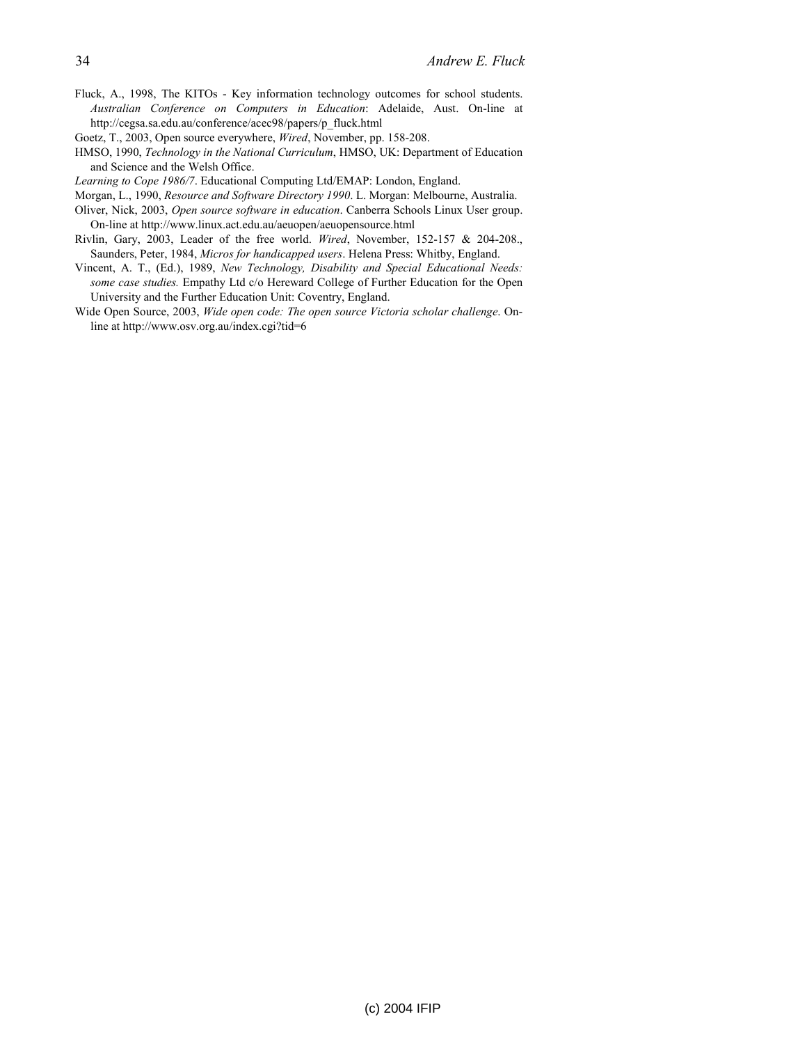Fluck, A., 1998, The KITOs - Key information technology outcomes for school students. *Australian Conference on Computers in Education*: Adelaide, Aust. On-line at http://cegsa.sa.edu.au/conference/acec98/papers/p_fluck.html

Goetz, T., 2003, Open source everywhere, *Wired*, November, pp. 158-208.

HMSO, 1990, *Technology in the National Curriculum*, HMSO, UK: Department of Education and Science and the Welsh Office.

*Learning to Cope 1986/7*. Educational Computing Ltd/EMAP: London, England.

Morgan, L., 1990, *Resource and Software Directory 1990*. L. Morgan: Melbourne, Australia.

Oliver, Nick, 2003, *Open source software in education*. Canberra Schools Linux User group. On-line at http://www.linux.act.edu.au/aeuopen/aeuopensource.html

Rivlin, Gary, 2003, Leader of the free world. *Wired*, November, 152-157 & 204-208., Saunders, Peter, 1984, *Micros for handicapped users*. Helena Press: Whitby, England.

Vincent, A. T., (Ed.), 1989, *New Technology, Disability and Special Educational Needs: some case studies.* Empathy Ltd c/o Hereward College of Further Education for the Open University and the Further Education Unit: Coventry, England.

Wide Open Source, 2003, *Wide open code: The open source Victoria scholar challenge*. On-line at http://www.osv.org.au/index.cgi?tid=6

(c) 2004 IFIP